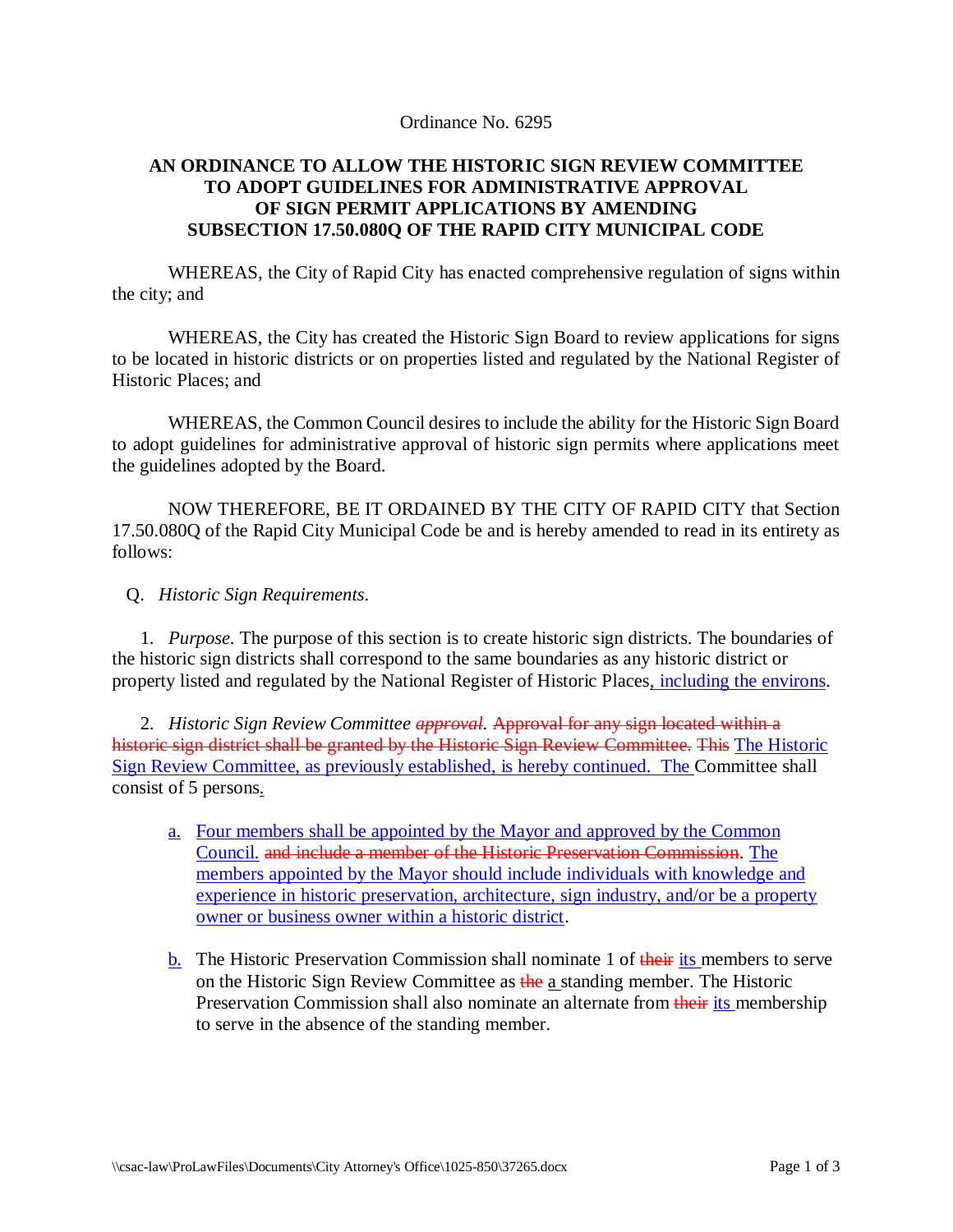Ordinance No. 6295

**AN ORDINANCE TO ALLOW THE HISTORIC SIGN REVIEW COMMITTEE TO ADOPT GUIDELINES FOR ADMINISTRATIVE APPROVAL OF SIGN PERMIT APPLICATIONS BY AMENDING SUBSECTION 17.50.080Q OF THE RAPID CITY MUNICIPAL CODE**

WHEREAS, the City of Rapid City has enacted comprehensive regulation of signs within the city; and

WHEREAS, the City has created the Historic Sign Board to review applications for signs to be located in historic districts or on properties listed and regulated by the National Register of Historic Places; and

WHEREAS, the Common Council desires to include the ability for the Historic Sign Board to adopt guidelines for administrative approval of historic sign permits where applications meet the guidelines adopted by the Board.

NOW THEREFORE, BE IT ORDAINED BY THE CITY OF RAPID CITY that Section 17.50.080Q of the Rapid City Municipal Code be and is hereby amended to read in its entirety as follows:

Q. *Historic Sign Requirements*.

1. *Purpose*. The purpose of this section is to create historic sign districts. The boundaries of the historic sign districts shall correspond to the same boundaries as any historic district or property listed and regulated by the National Register of Historic Places, including the environs.

2. *Historic Sign Review Committee ~~approval~~*. ~~Approval for any sign located within a historic sign district shall be granted by the Historic Sign Review Committee.~~ ~~This~~ The Historic Sign Review Committee, as previously established, is hereby continued. The Committee shall consist of 5 persons.

   a. Four members shall be appointed by the Mayor and approved by the Common Council. ~~and include a member of the Historic Preservation Commission~~. The members appointed by the Mayor should include individuals with knowledge and experience in historic preservation, architecture, sign industry, and/or be a property owner or business owner within a historic district.

   b. The Historic Preservation Commission shall nominate 1 of ~~their~~ its members to serve on the Historic Sign Review Committee as ~~the~~ a standing member. The Historic Preservation Commission shall also nominate an alternate from ~~their~~ its membership to serve in the absence of the standing member.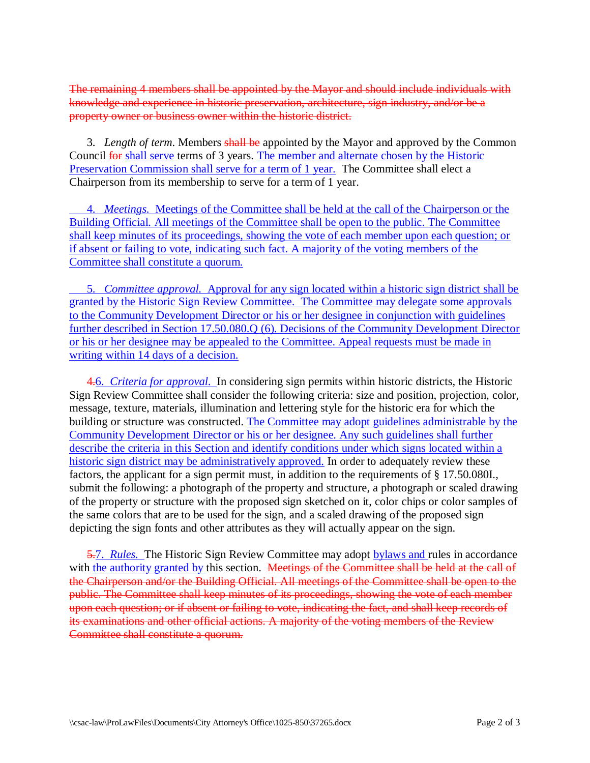~~The remaining 4 members shall be appointed by the Mayor and should include individuals with knowledge and experience in historic preservation, architecture, sign industry, and/or be a property owner or business owner within the historic district.~~

3. *Length of term.* Members ~~shall be~~ appointed by the Mayor and approved by the Common Council ~~for~~ <u>shall serve</u> terms of 3 years. <u>The member and alternate chosen by the Historic Preservation Commission shall serve for a term of 1 year.</u> The Committee shall elect a Chairperson from its membership to serve for a term of 1 year.

<u>4. *Meetings.* Meetings of the Committee shall be held at the call of the Chairperson or the Building Official. All meetings of the Committee shall be open to the public. The Committee shall keep minutes of its proceedings, showing the vote of each member upon each question; or if absent or failing to vote, indicating such fact. A majority of the voting members of the Committee shall constitute a quorum.</u>

<u>5. *Committee approval.* Approval for any sign located within a historic sign district shall be granted by the Historic Sign Review Committee. The Committee may delegate some approvals to the Community Development Director or his or her designee in conjunction with guidelines further described in Section 17.50.080.Q (6). Decisions of the Community Development Director or his or her designee may be appealed to the Committee. Appeal requests must be made in writing within 14 days of a decision.</u>

~~4.~~<u>6.</u> <u>*Criteria for approval.*</u> In considering sign permits within historic districts, the Historic Sign Review Committee shall consider the following criteria: size and position, projection, color, message, texture, materials, illumination and lettering style for the historic era for which the building or structure was constructed. <u>The Committee may adopt guidelines administrable by the Community Development Director or his or her designee. Any such guidelines shall further describe the criteria in this Section and identify conditions under which signs located within a historic sign district may be administratively approved.</u> In order to adequately review these factors, the applicant for a sign permit must, in addition to the requirements of § 17.50.080I., submit the following: a photograph of the property and structure, a photograph or scaled drawing of the property or structure with the proposed sign sketched on it, color chips or color samples of the same colors that are to be used for the sign, and a scaled drawing of the proposed sign depicting the sign fonts and other attributes as they will actually appear on the sign.

~~5.~~<u>7.</u> <u>*Rules.*</u> The Historic Sign Review Committee may adopt <u>bylaws and</u> rules in accordance with <u>the authority granted by</u> this section. ~~Meetings of the Committee shall be held at the call of the Chairperson and/or the Building Official. All meetings of the Committee shall be open to the public. The Committee shall keep minutes of its proceedings, showing the vote of each member upon each question; or if absent or failing to vote, indicating the fact, and shall keep records of its examinations and other official actions. A majority of the voting members of the Review Committee shall constitute a quorum.~~

\\csac-law\ProLawFiles\Documents\City Attorney's Office\1025-850\37265.docx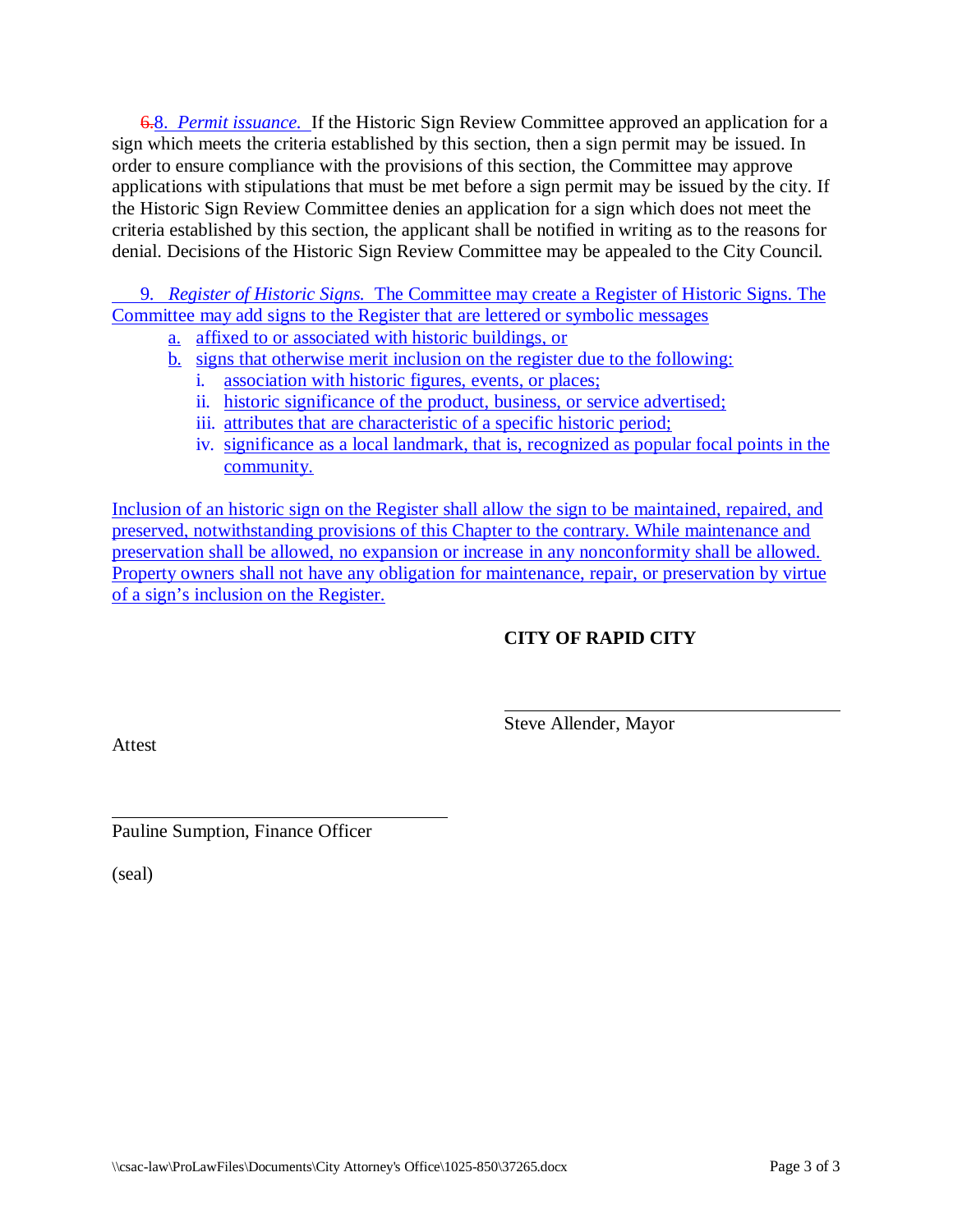~~6.~~8. *Permit issuance.* If the Historic Sign Review Committee approved an application for a sign which meets the criteria established by this section, then a sign permit may be issued. In order to ensure compliance with the provisions of this section, the Committee may approve applications with stipulations that must be met before a sign permit may be issued by the city. If the Historic Sign Review Committee denies an application for a sign which does not meet the criteria established by this section, the applicant shall be notified in writing as to the reasons for denial. Decisions of the Historic Sign Review Committee may be appealed to the City Council.

9. *Register of Historic Signs.* The Committee may create a Register of Historic Signs. The Committee may add signs to the Register that are lettered or symbolic messages

a. affixed to or associated with historic buildings, or
b. signs that otherwise merit inclusion on the register due to the following:
   i. association with historic figures, events, or places;
   ii. historic significance of the product, business, or service advertised;
   iii. attributes that are characteristic of a specific historic period;
   iv. significance as a local landmark, that is, recognized as popular focal points in the community.

Inclusion of an historic sign on the Register shall allow the sign to be maintained, repaired, and preserved, notwithstanding provisions of this Chapter to the contrary. While maintenance and preservation shall be allowed, no expansion or increase in any nonconformity shall be allowed. Property owners shall not have any obligation for maintenance, repair, or preservation by virtue of a sign's inclusion on the Register.

**CITY OF RAPID CITY**

\_\_\_\_\_\_\_\_\_\_\_\_\_\_\_\_\_\_\_\_\_\_\_\_\_\_\_\_\_\_\_\_
Steve Allender, Mayor

Attest

\_\_\_\_\_\_\_\_\_\_\_\_\_\_\_\_\_\_\_\_\_\_\_\_\_\_\_\_\_\_\_\_
Pauline Sumption, Finance Officer

(seal)

\\csac-law\ProLawFiles\Documents\City Attorney's Office\1025-850\37265.docx